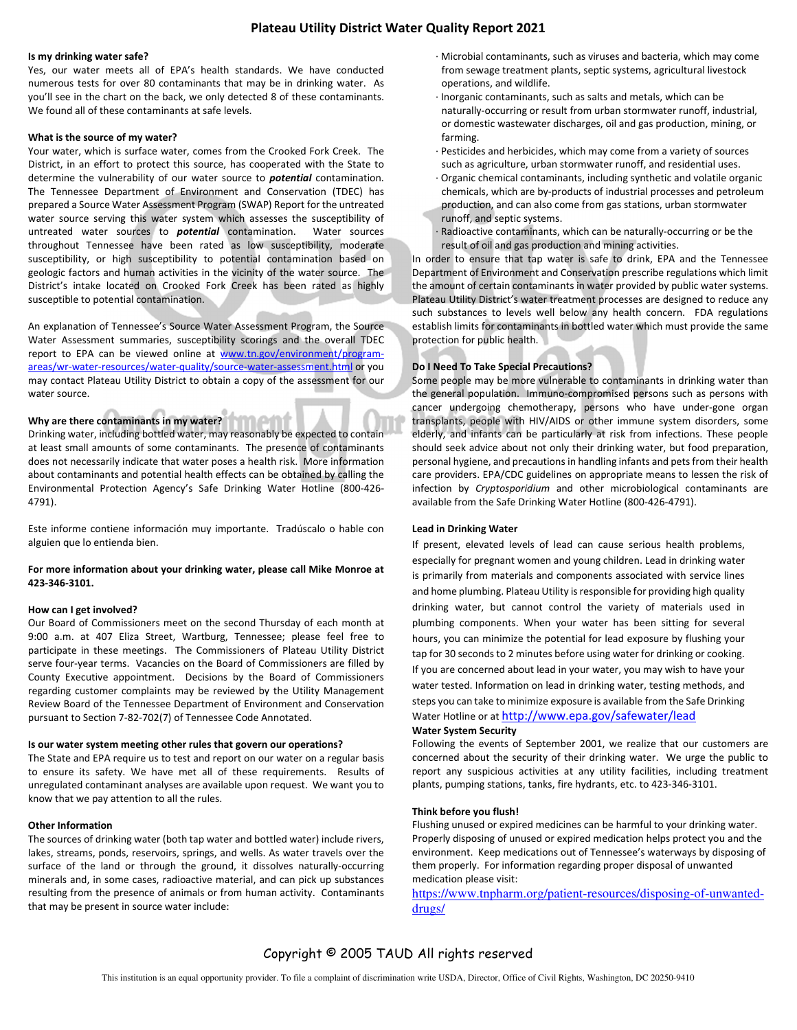# Plateau Utility District Water Quality Report 2021

**Is my drinking water safe?**

Yes, our water meets all of EPA's health standards. We have conducted numerous tests for over 80 contaminants that may be in drinking water. As you'll see in the chart on the back, we only detected 8 of these contaminants. We found all of these contaminants at safe levels.

**What is the source of my water?**

Your water, which is surface water, comes from the Crooked Fork Creek. The District, in an effort to protect this source, has cooperated with the State to determine the vulnerability of our water source to ***potential*** contamination. The Tennessee Department of Environment and Conservation (TDEC) has prepared a Source Water Assessment Program (SWAP) Report for the untreated water source serving this water system which assesses the susceptibility of untreated water sources to ***potential*** contamination. Water sources throughout Tennessee have been rated as low susceptibility, moderate susceptibility, or high susceptibility to potential contamination based on geologic factors and human activities in the vicinity of the water source. The District's intake located on Crooked Fork Creek has been rated as highly susceptible to potential contamination.

An explanation of Tennessee's Source Water Assessment Program, the Source Water Assessment summaries, susceptibility scorings and the overall TDEC report to EPA can be viewed online at www.tn.gov/environment/program-areas/wr-water-resources/water-quality/source-water-assessment.html or you may contact Plateau Utility District to obtain a copy of the assessment for our water source.

**Why are there contaminants in my water?**

Drinking water, including bottled water, may reasonably be expected to contain at least small amounts of some contaminants. The presence of contaminants does not necessarily indicate that water poses a health risk. More information about contaminants and potential health effects can be obtained by calling the Environmental Protection Agency's Safe Drinking Water Hotline (800-426-4791).

Este informe contiene información muy importante. Tradúscalo o hable con alguien que lo entienda bien.

**For more information about your drinking water, please call Mike Monroe at 423-346-3101.**

**How can I get involved?**

Our Board of Commissioners meet on the second Thursday of each month at 9:00 a.m. at 407 Eliza Street, Wartburg, Tennessee; please feel free to participate in these meetings. The Commissioners of Plateau Utility District serve four-year terms. Vacancies on the Board of Commissioners are filled by County Executive appointment. Decisions by the Board of Commissioners regarding customer complaints may be reviewed by the Utility Management Review Board of the Tennessee Department of Environment and Conservation pursuant to Section 7-82-702(7) of Tennessee Code Annotated.

**Is our water system meeting other rules that govern our operations?**

The State and EPA require us to test and report on our water on a regular basis to ensure its safety. We have met all of these requirements. Results of unregulated contaminant analyses are available upon request. We want you to know that we pay attention to all the rules.

**Other Information**

The sources of drinking water (both tap water and bottled water) include rivers, lakes, streams, ponds, reservoirs, springs, and wells. As water travels over the surface of the land or through the ground, it dissolves naturally-occurring minerals and, in some cases, radioactive material, and can pick up substances resulting from the presence of animals or from human activity. Contaminants that may be present in source water include:

- Microbial contaminants, such as viruses and bacteria, which may come from sewage treatment plants, septic systems, agricultural livestock operations, and wildlife.
- Inorganic contaminants, such as salts and metals, which can be naturally-occurring or result from urban stormwater runoff, industrial, or domestic wastewater discharges, oil and gas production, mining, or farming.
- Pesticides and herbicides, which may come from a variety of sources such as agriculture, urban stormwater runoff, and residential uses.
- Organic chemical contaminants, including synthetic and volatile organic chemicals, which are by-products of industrial processes and petroleum production, and can also come from gas stations, urban stormwater runoff, and septic systems.
- Radioactive contaminants, which can be naturally-occurring or be the result of oil and gas production and mining activities.

In order to ensure that tap water is safe to drink, EPA and the Tennessee Department of Environment and Conservation prescribe regulations which limit the amount of certain contaminants in water provided by public water systems. Plateau Utility District's water treatment processes are designed to reduce any such substances to levels well below any health concern. FDA regulations establish limits for contaminants in bottled water which must provide the same protection for public health.

**Do I Need To Take Special Precautions?**

Some people may be more vulnerable to contaminants in drinking water than the general population. Immuno-compromised persons such as persons with cancer undergoing chemotherapy, persons who have under-gone organ transplants, people with HIV/AIDS or other immune system disorders, some elderly, and infants can be particularly at risk from infections. These people should seek advice about not only their drinking water, but food preparation, personal hygiene, and precautions in handling infants and pets from their health care providers. EPA/CDC guidelines on appropriate means to lessen the risk of infection by *Cryptosporidium* and other microbiological contaminants are available from the Safe Drinking Water Hotline (800-426-4791).

**Lead in Drinking Water**

If present, elevated levels of lead can cause serious health problems, especially for pregnant women and young children. Lead in drinking water is primarily from materials and components associated with service lines and home plumbing. Plateau Utility is responsible for providing high quality drinking water, but cannot control the variety of materials used in plumbing components. When your water has been sitting for several hours, you can minimize the potential for lead exposure by flushing your tap for 30 seconds to 2 minutes before using water for drinking or cooking. If you are concerned about lead in your water, you may wish to have your water tested. Information on lead in drinking water, testing methods, and steps you can take to minimize exposure is available from the Safe Drinking Water Hotline or at http://www.epa.gov/safewater/lead

**Water System Security**

Following the events of September 2001, we realize that our customers are concerned about the security of their drinking water. We urge the public to report any suspicious activities at any utility facilities, including treatment plants, pumping stations, tanks, fire hydrants, etc. to 423-346-3101.

**Think before you flush!**

Flushing unused or expired medicines can be harmful to your drinking water. Properly disposing of unused or expired medication helps protect you and the environment. Keep medications out of Tennessee's waterways by disposing of them properly. For information regarding proper disposal of unwanted medication please visit:

https://www.tnpharm.org/patient-resources/disposing-of-unwanted-drugs/

Copyright © 2005 TAUD All rights reserved

This institution is an equal opportunity provider. To file a complaint of discrimination write USDA, Director, Office of Civil Rights, Washington, DC 20250-9410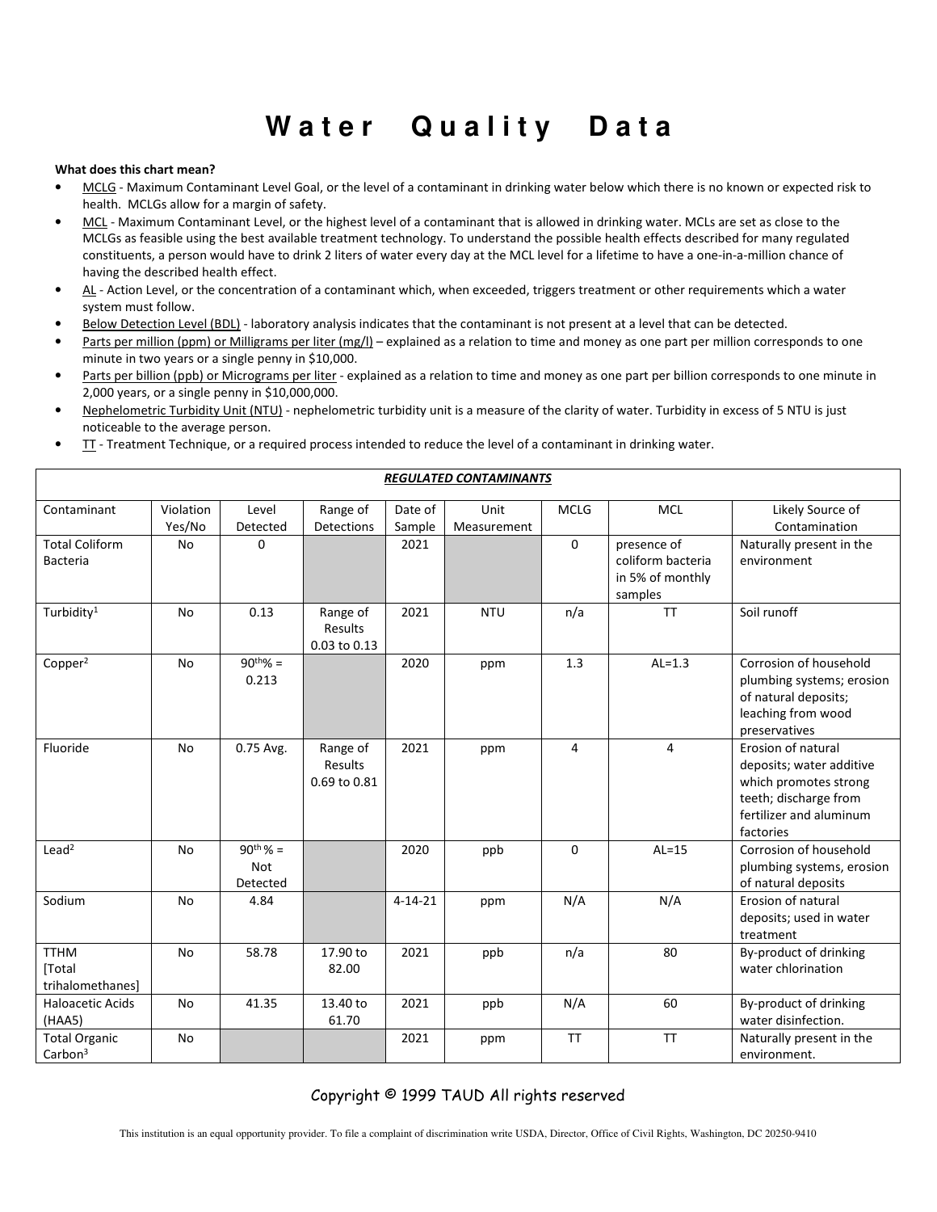# Water Quality Data

**What does this chart mean?**

- MCLG - Maximum Contaminant Level Goal, or the level of a contaminant in drinking water below which there is no known or expected risk to health. MCLGs allow for a margin of safety.
- MCL - Maximum Contaminant Level, or the highest level of a contaminant that is allowed in drinking water. MCLs are set as close to the MCLGs as feasible using the best available treatment technology. To understand the possible health effects described for many regulated constituents, a person would have to drink 2 liters of water every day at the MCL level for a lifetime to have a one-in-a-million chance of having the described health effect.
- AL - Action Level, or the concentration of a contaminant which, when exceeded, triggers treatment or other requirements which a water system must follow.
- Below Detection Level (BDL) - laboratory analysis indicates that the contaminant is not present at a level that can be detected.
- Parts per million (ppm) or Milligrams per liter (mg/l) – explained as a relation to time and money as one part per million corresponds to one minute in two years or a single penny in $10,000.
- Parts per billion (ppb) or Micrograms per liter - explained as a relation to time and money as one part per billion corresponds to one minute in 2,000 years, or a single penny in $10,000,000.
- Nephelometric Turbidity Unit (NTU) - nephelometric turbidity unit is a measure of the clarity of water. Turbidity in excess of 5 NTU is just noticeable to the average person.
- TT - Treatment Technique, or a required process intended to reduce the level of a contaminant in drinking water.

***REGULATED CONTAMINANTS***

| Contaminant | Violation Yes/No | Level Detected | Range of Detections | Date of Sample | Unit Measurement | MCLG | MCL | Likely Source of Contamination |
|---|---|---|---|---|---|---|---|---|
| Total Coliform Bacteria | No | 0 | | 2021 | | 0 | presence of coliform bacteria in 5% of monthly samples | Naturally present in the environment |
| Turbidity[1] | No | 0.13 | Range of Results 0.03 to 0.13 | 2021 | NTU | n/a | TT | Soil runoff |
| Copper[2] | No | $90^{th}$% = 0.213 | | 2020 | ppm | 1.3 | AL=1.3 | Corrosion of household plumbing systems; erosion of natural deposits; leaching from wood preservatives |
| Fluoride | No | 0.75 Avg. | Range of Results 0.69 to 0.81 | 2021 | ppm | 4 | 4 | Erosion of natural deposits; water additive which promotes strong teeth; discharge from fertilizer and aluminum factories |
| Lead[2] | No | $90^{th}$ % = Not Detected | | 2020 | ppb | 0 | AL=15 | Corrosion of household plumbing systems, erosion of natural deposits |
| Sodium | No | 4.84 | | 4-14-21 | ppm | N/A | N/A | Erosion of natural deposits; used in water treatment |
| TTHM [Total trihalomethanes] | No | 58.78 | 17.90 to 82.00 | 2021 | ppb | n/a | 80 | By-product of drinking water chlorination |
| Haloacetic Acids (HAA5) | No | 41.35 | 13.40 to 61.70 | 2021 | ppb | N/A | 60 | By-product of drinking water disinfection. |
| Total Organic Carbon[3] | No | | | 2021 | ppm | TT | TT | Naturally present in the environment. |

Copyright © 1999 TAUD All rights reserved

This institution is an equal opportunity provider. To file a complaint of discrimination write USDA, Director, Office of Civil Rights, Washington, DC 20250-9410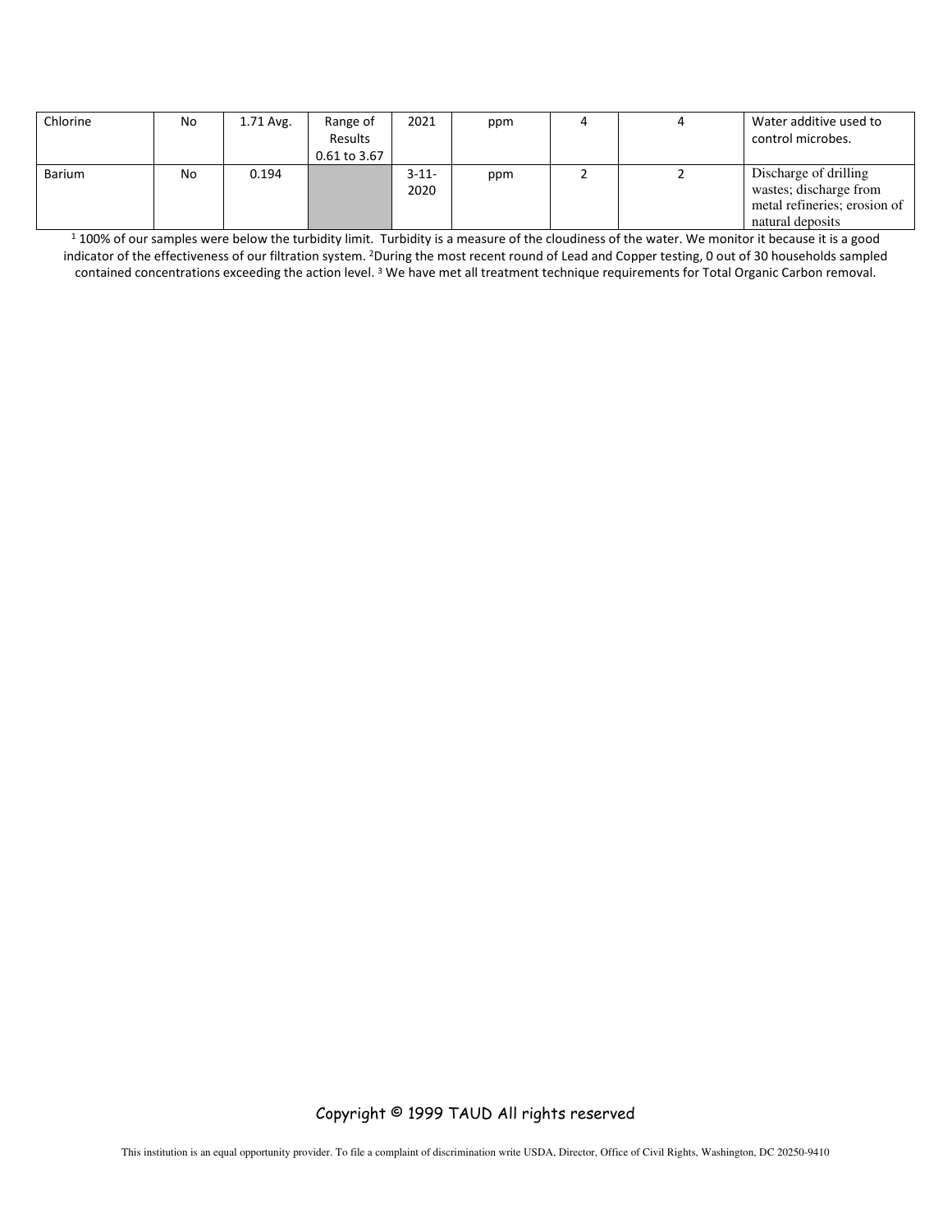| | | | | | | | | |
|---|---|---|---|---|---|---|---|---|
| Chlorine | No | 1.71 Avg. | Range of Results 0.61 to 3.67 | 2021 | ppm | 4 | 4 | Water additive used to control microbes. |
| Barium | No | 0.194 | | 3-11-2020 | ppm | 2 | 2 | Discharge of drilling wastes; discharge from metal refineries; erosion of natural deposits |

[1] 100% of our samples were below the turbidity limit. Turbidity is a measure of the cloudiness of the water. We monitor it because it is a good indicator of the effectiveness of our filtration system. [2] During the most recent round of Lead and Copper testing, 0 out of 30 households sampled contained concentrations exceeding the action level. [3] We have met all treatment technique requirements for Total Organic Carbon removal.

Copyright © 1999 TAUD All rights reserved

This institution is an equal opportunity provider. To file a complaint of discrimination write USDA, Director, Office of Civil Rights, Washington, DC 20250-9410